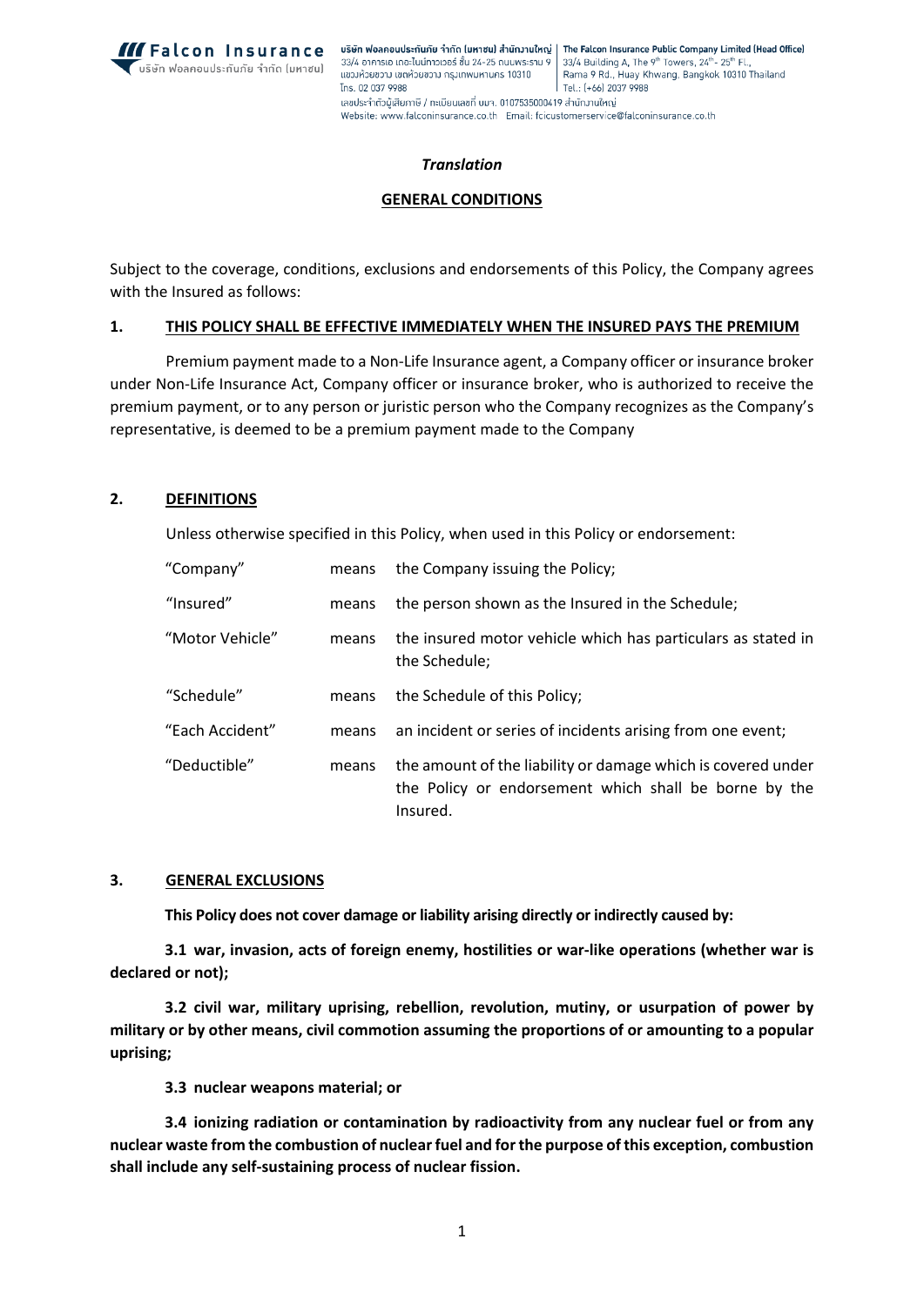*Translation*

## GENERAL CONDITIONS

Subject to the coverage, conditions, exclusions and endorsements of this Policy, the Company agrees with the Insured as follows:

### 1. THIS POLICY SHALL BE EFFECTIVE IMMEDIATELY WHEN THE INSURED PAYS THE PREMIUM

Premium payment made to a Non-Life Insurance agent, a Company officer or insurance broker under Non-Life Insurance Act, Company officer or insurance broker, who is authorized to receive the premium payment, or to any person or juristic person who the Company recognizes as the Company's representative, is deemed to be a premium payment made to the Company

### 2. DEFINITIONS

Unless otherwise specified in this Policy, when used in this Policy or endorsement:

| | | |
|---|---|---|
| "Company" | means | the Company issuing the Policy; |
| "Insured" | means | the person shown as the Insured in the Schedule; |
| "Motor Vehicle" | means | the insured motor vehicle which has particulars as stated in the Schedule; |
| "Schedule" | means | the Schedule of this Policy; |
| "Each Accident" | means | an incident or series of incidents arising from one event; |
| "Deductible" | means | the amount of the liability or damage which is covered under the Policy or endorsement which shall be borne by the Insured. |

### 3. GENERAL EXCLUSIONS

**This Policy does not cover damage or liability arising directly or indirectly caused by:**

**3.1 war, invasion, acts of foreign enemy, hostilities or war-like operations (whether war is declared or not);**

**3.2 civil war, military uprising, rebellion, revolution, mutiny, or usurpation of power by military or by other means, civil commotion assuming the proportions of or amounting to a popular uprising;**

**3.3 nuclear weapons material; or**

**3.4 ionizing radiation or contamination by radioactivity from any nuclear fuel or from any nuclear waste from the combustion of nuclear fuel and for the purpose of this exception, combustion shall include any self-sustaining process of nuclear fission.**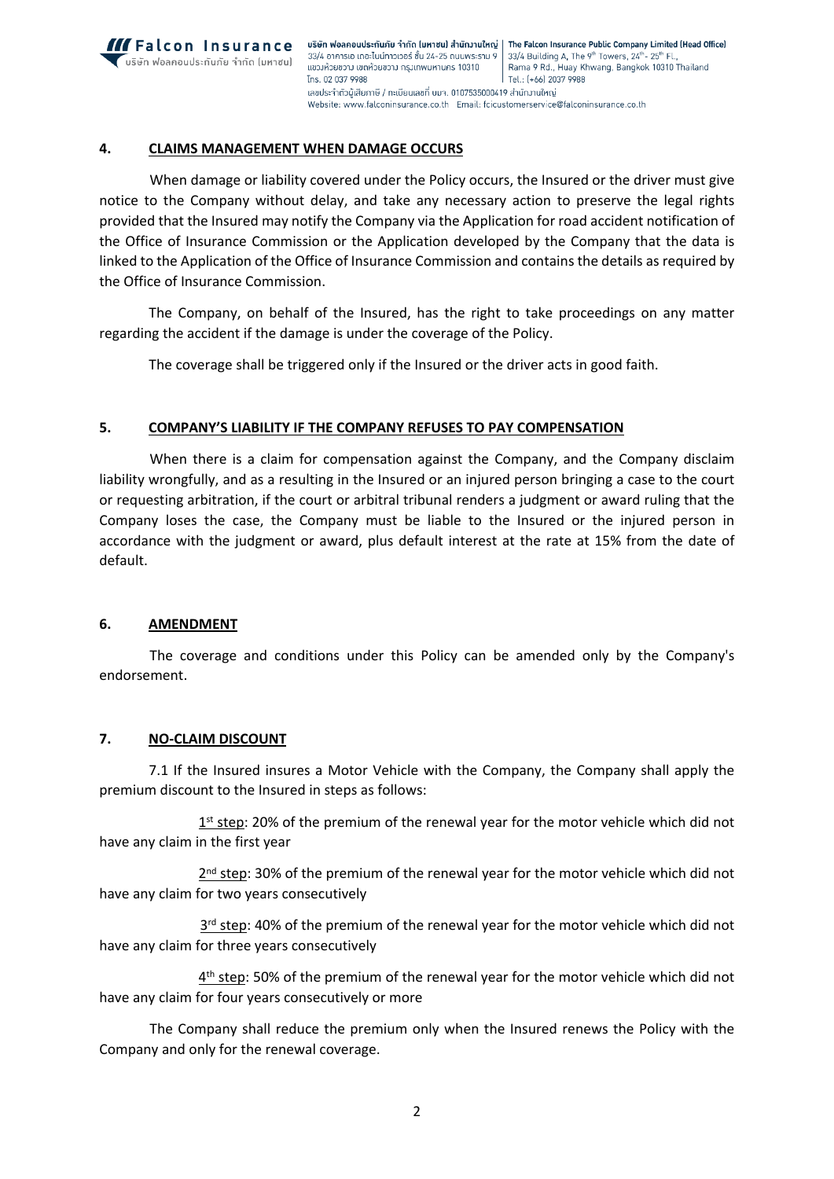## 4. CLAIMS MANAGEMENT WHEN DAMAGE OCCURS

When damage or liability covered under the Policy occurs, the Insured or the driver must give notice to the Company without delay, and take any necessary action to preserve the legal rights provided that the Insured may notify the Company via the Application for road accident notification of the Office of Insurance Commission or the Application developed by the Company that the data is linked to the Application of the Office of Insurance Commission and contains the details as required by the Office of Insurance Commission.

The Company, on behalf of the Insured, has the right to take proceedings on any matter regarding the accident if the damage is under the coverage of the Policy.

The coverage shall be triggered only if the Insured or the driver acts in good faith.

## 5. COMPANY'S LIABILITY IF THE COMPANY REFUSES TO PAY COMPENSATION

When there is a claim for compensation against the Company, and the Company disclaim liability wrongfully, and as a resulting in the Insured or an injured person bringing a case to the court or requesting arbitration, if the court or arbitral tribunal renders a judgment or award ruling that the Company loses the case, the Company must be liable to the Insured or the injured person in accordance with the judgment or award, plus default interest at the rate at 15% from the date of default.

## 6. AMENDMENT

The coverage and conditions under this Policy can be amended only by the Company's endorsement.

## 7. NO-CLAIM DISCOUNT

7.1 If the Insured insures a Motor Vehicle with the Company, the Company shall apply the premium discount to the Insured in steps as follows:

1st step: 20% of the premium of the renewal year for the motor vehicle which did not have any claim in the first year

2nd step: 30% of the premium of the renewal year for the motor vehicle which did not have any claim for two years consecutively

3rd step: 40% of the premium of the renewal year for the motor vehicle which did not have any claim for three years consecutively

4th step: 50% of the premium of the renewal year for the motor vehicle which did not have any claim for four years consecutively or more

The Company shall reduce the premium only when the Insured renews the Policy with the Company and only for the renewal coverage.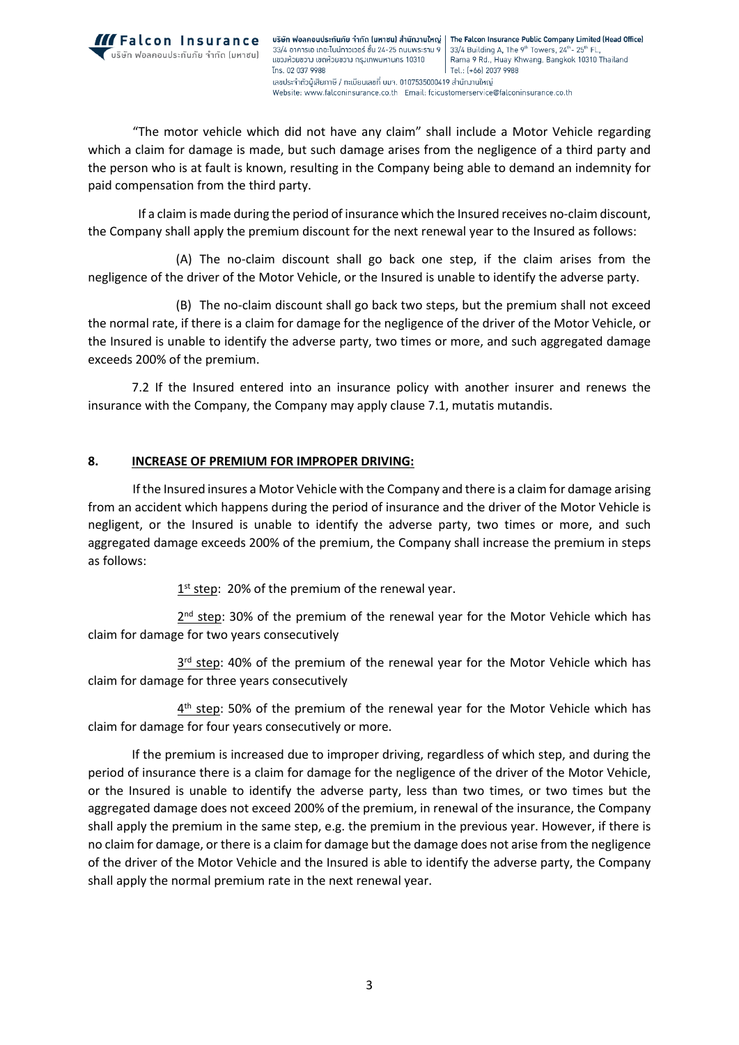"The motor vehicle which did not have any claim" shall include a Motor Vehicle regarding which a claim for damage is made, but such damage arises from the negligence of a third party and the person who is at fault is known, resulting in the Company being able to demand an indemnity for paid compensation from the third party.

If a claim is made during the period of insurance which the Insured receives no-claim discount, the Company shall apply the premium discount for the next renewal year to the Insured as follows:

(A) The no-claim discount shall go back one step, if the claim arises from the negligence of the driver of the Motor Vehicle, or the Insured is unable to identify the adverse party.

(B) The no-claim discount shall go back two steps, but the premium shall not exceed the normal rate, if there is a claim for damage for the negligence of the driver of the Motor Vehicle, or the Insured is unable to identify the adverse party, two times or more, and such aggregated damage exceeds 200% of the premium.

7.2 If the Insured entered into an insurance policy with another insurer and renews the insurance with the Company, the Company may apply clause 7.1, mutatis mutandis.

## 8. INCREASE OF PREMIUM FOR IMPROPER DRIVING:

If the Insured insures a Motor Vehicle with the Company and there is a claim for damage arising from an accident which happens during the period of insurance and the driver of the Motor Vehicle is negligent, or the Insured is unable to identify the adverse party, two times or more, and such aggregated damage exceeds 200% of the premium, the Company shall increase the premium in steps as follows:

1st step: 20% of the premium of the renewal year.

2nd step: 30% of the premium of the renewal year for the Motor Vehicle which has claim for damage for two years consecutively

3rd step: 40% of the premium of the renewal year for the Motor Vehicle which has claim for damage for three years consecutively

4th step: 50% of the premium of the renewal year for the Motor Vehicle which has claim for damage for four years consecutively or more.

If the premium is increased due to improper driving, regardless of which step, and during the period of insurance there is a claim for damage for the negligence of the driver of the Motor Vehicle, or the Insured is unable to identify the adverse party, less than two times, or two times but the aggregated damage does not exceed 200% of the premium, in renewal of the insurance, the Company shall apply the premium in the same step, e.g. the premium in the previous year. However, if there is no claim for damage, or there is a claim for damage but the damage does not arise from the negligence of the driver of the Motor Vehicle and the Insured is able to identify the adverse party, the Company shall apply the normal premium rate in the next renewal year.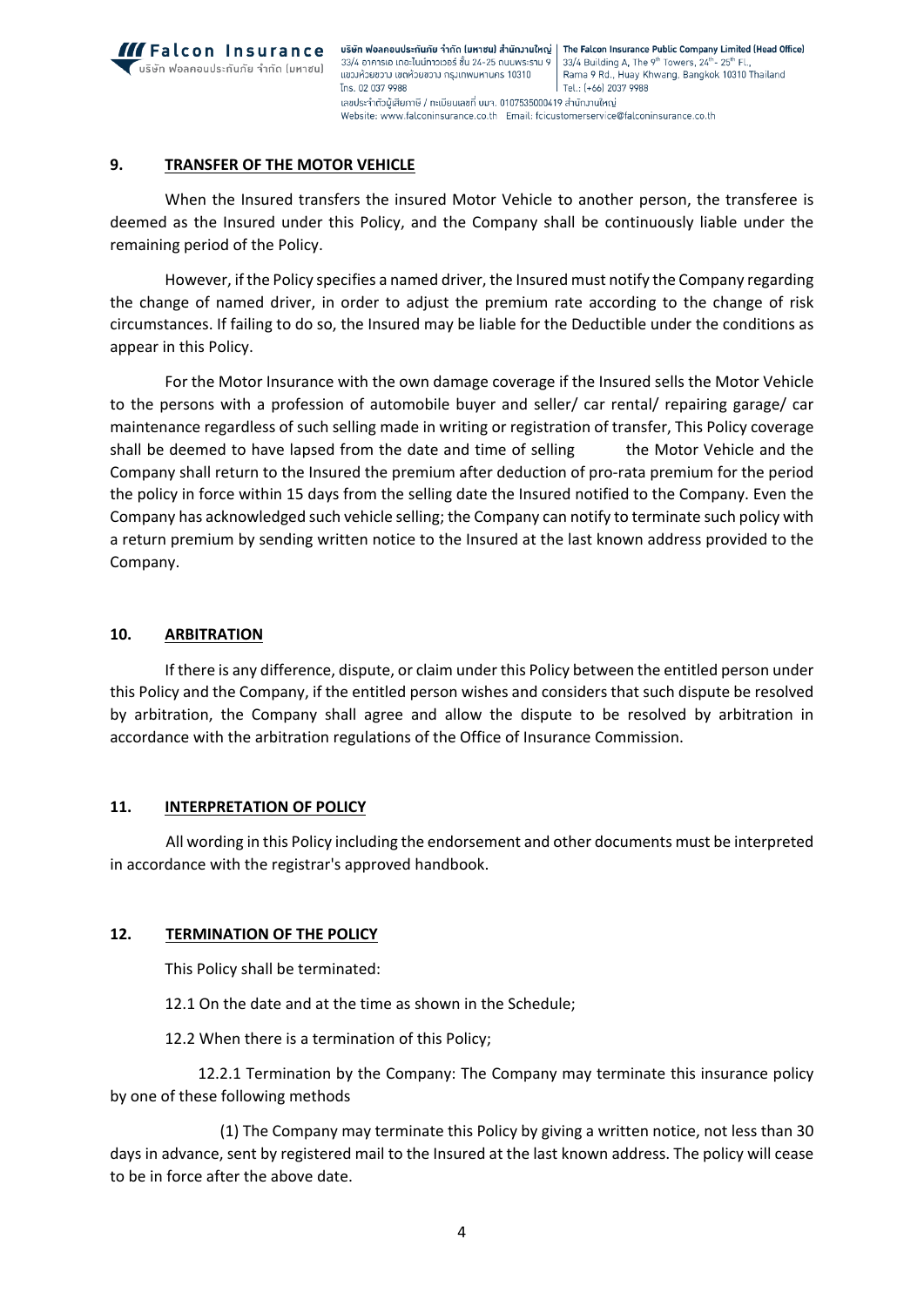## 9. TRANSFER OF THE MOTOR VEHICLE

When the Insured transfers the insured Motor Vehicle to another person, the transferee is deemed as the Insured under this Policy, and the Company shall be continuously liable under the remaining period of the Policy.

However, if the Policy specifies a named driver, the Insured must notify the Company regarding the change of named driver, in order to adjust the premium rate according to the change of risk circumstances. If failing to do so, the Insured may be liable for the Deductible under the conditions as appear in this Policy.

For the Motor Insurance with the own damage coverage if the Insured sells the Motor Vehicle to the persons with a profession of automobile buyer and seller/ car rental/ repairing garage/ car maintenance regardless of such selling made in writing or registration of transfer, This Policy coverage shall be deemed to have lapsed from the date and time of selling the Motor Vehicle and the Company shall return to the Insured the premium after deduction of pro-rata premium for the period the policy in force within 15 days from the selling date the Insured notified to the Company. Even the Company has acknowledged such vehicle selling; the Company can notify to terminate such policy with a return premium by sending written notice to the Insured at the last known address provided to the Company.

## 10. ARBITRATION

If there is any difference, dispute, or claim under this Policy between the entitled person under this Policy and the Company, if the entitled person wishes and considers that such dispute be resolved by arbitration, the Company shall agree and allow the dispute to be resolved by arbitration in accordance with the arbitration regulations of the Office of Insurance Commission.

## 11. INTERPRETATION OF POLICY

All wording in this Policy including the endorsement and other documents must be interpreted in accordance with the registrar's approved handbook.

## 12. TERMINATION OF THE POLICY

This Policy shall be terminated:

12.1 On the date and at the time as shown in the Schedule;

12.2 When there is a termination of this Policy;

12.2.1 Termination by the Company: The Company may terminate this insurance policy by one of these following methods

(1) The Company may terminate this Policy by giving a written notice, not less than 30 days in advance, sent by registered mail to the Insured at the last known address. The policy will cease to be in force after the above date.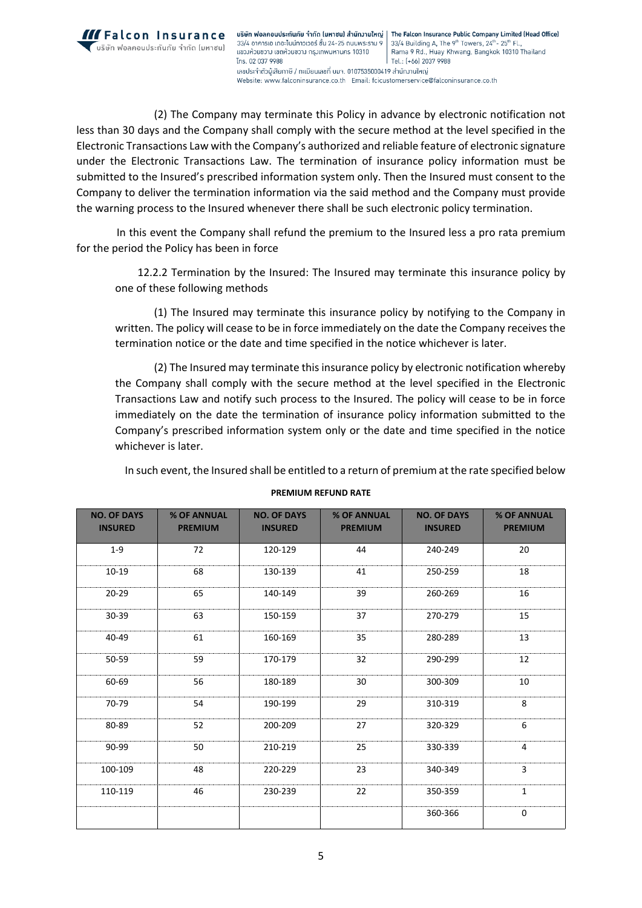(2) The Company may terminate this Policy in advance by electronic notification not less than 30 days and the Company shall comply with the secure method at the level specified in the Electronic Transactions Law with the Company's authorized and reliable feature of electronic signature under the Electronic Transactions Law. The termination of insurance policy information must be submitted to the Insured's prescribed information system only. Then the Insured must consent to the Company to deliver the termination information via the said method and the Company must provide the warning process to the Insured whenever there shall be such electronic policy termination.

In this event the Company shall refund the premium to the Insured less a pro rata premium for the period the Policy has been in force

12.2.2 Termination by the Insured: The Insured may terminate this insurance policy by one of these following methods

(1) The Insured may terminate this insurance policy by notifying to the Company in written. The policy will cease to be in force immediately on the date the Company receives the termination notice or the date and time specified in the notice whichever is later.

(2) The Insured may terminate this insurance policy by electronic notification whereby the Company shall comply with the secure method at the level specified in the Electronic Transactions Law and notify such process to the Insured. The policy will cease to be in force immediately on the date the termination of insurance policy information submitted to the Company's prescribed information system only or the date and time specified in the notice whichever is later.

In such event, the Insured shall be entitled to a return of premium at the rate specified below

**PREMIUM REFUND RATE**

| NO. OF DAYS INSURED | % OF ANNUAL PREMIUM | NO. OF DAYS INSURED | % OF ANNUAL PREMIUM | NO. OF DAYS INSURED | % OF ANNUAL PREMIUM |
|---|---|---|---|---|---|
| 1-9 | 72 | 120-129 | 44 | 240-249 | 20 |
| 10-19 | 68 | 130-139 | 41 | 250-259 | 18 |
| 20-29 | 65 | 140-149 | 39 | 260-269 | 16 |
| 30-39 | 63 | 150-159 | 37 | 270-279 | 15 |
| 40-49 | 61 | 160-169 | 35 | 280-289 | 13 |
| 50-59 | 59 | 170-179 | 32 | 290-299 | 12 |
| 60-69 | 56 | 180-189 | 30 | 300-309 | 10 |
| 70-79 | 54 | 190-199 | 29 | 310-319 | 8 |
| 80-89 | 52 | 200-209 | 27 | 320-329 | 6 |
| 90-99 | 50 | 210-219 | 25 | 330-339 | 4 |
| 100-109 | 48 | 220-229 | 23 | 340-349 | 3 |
| 110-119 | 46 | 230-239 | 22 | 350-359 | 1 |
| | | | | 360-366 | 0 |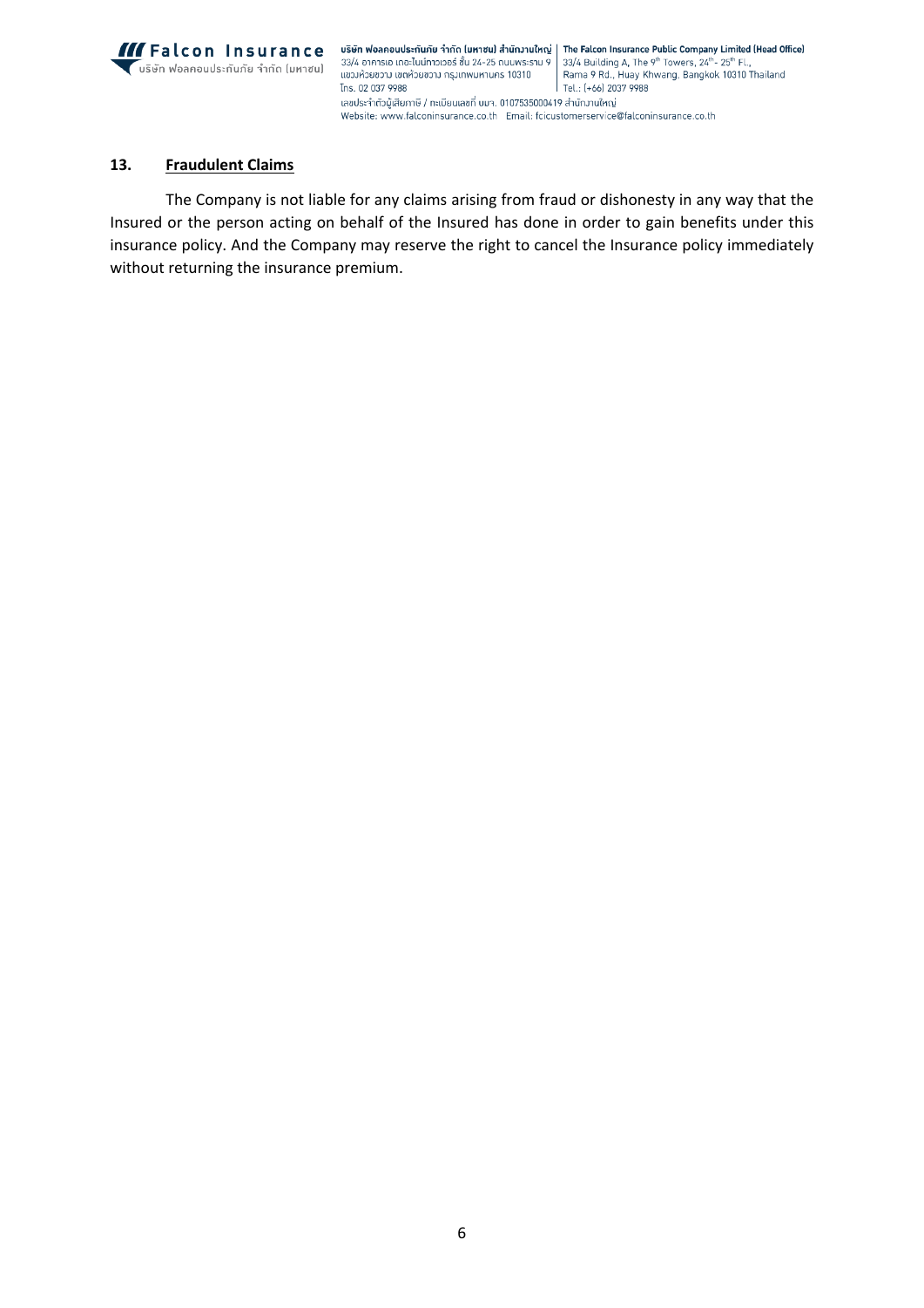## 13. Fraudulent Claims

The Company is not liable for any claims arising from fraud or dishonesty in any way that the Insured or the person acting on behalf of the Insured has done in order to gain benefits under this insurance policy. And the Company may reserve the right to cancel the Insurance policy immediately without returning the insurance premium.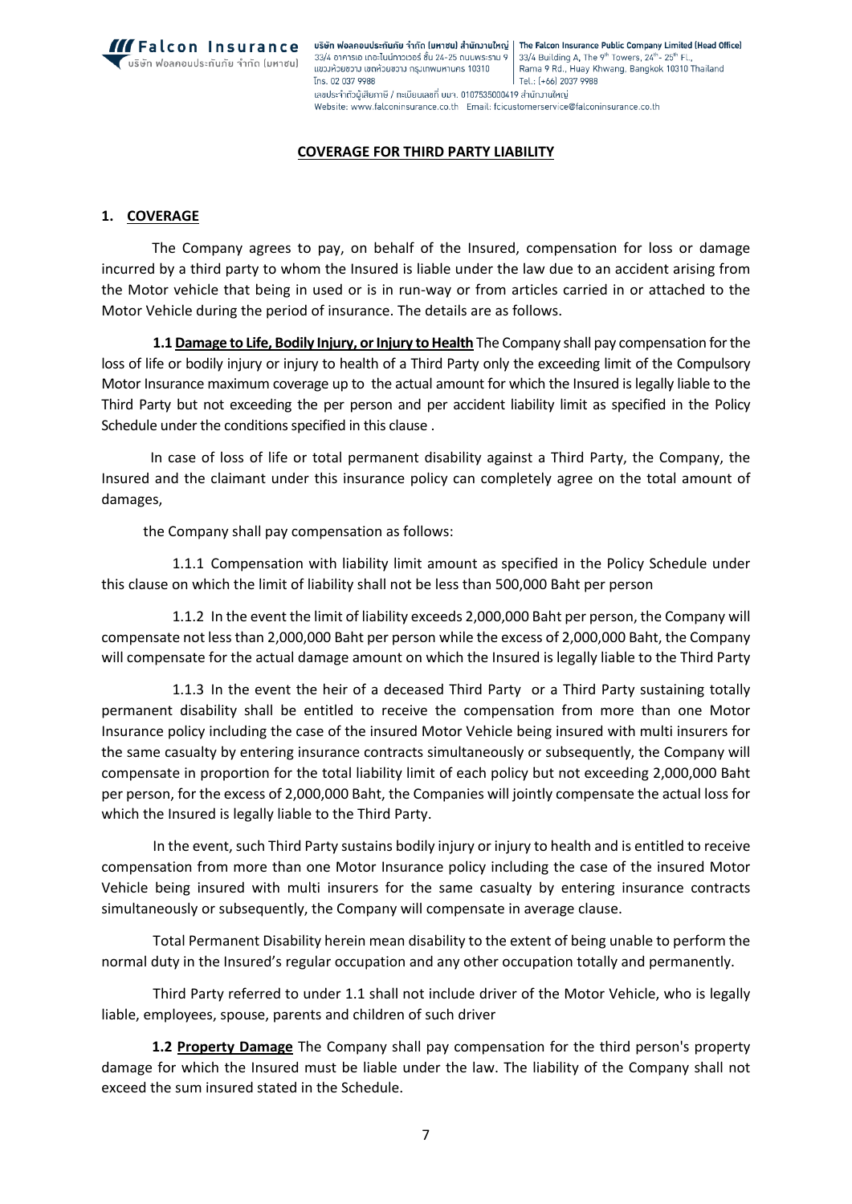**COVERAGE FOR THIRD PARTY LIABILITY**

**1. COVERAGE**

The Company agrees to pay, on behalf of the Insured, compensation for loss or damage incurred by a third party to whom the Insured is liable under the law due to an accident arising from the Motor vehicle that being in used or is in run-way or from articles carried in or attached to the Motor Vehicle during the period of insurance. The details are as follows.

**1.1 Damage to Life, Bodily Injury, or Injury to Health** The Company shall pay compensation for the loss of life or bodily injury or injury to health of a Third Party only the exceeding limit of the Compulsory Motor Insurance maximum coverage up to the actual amount for which the Insured is legally liable to the Third Party but not exceeding the per person and per accident liability limit as specified in the Policy Schedule under the conditions specified in this clause .

In case of loss of life or total permanent disability against a Third Party, the Company, the Insured and the claimant under this insurance policy can completely agree on the total amount of damages,

the Company shall pay compensation as follows:

1.1.1 Compensation with liability limit amount as specified in the Policy Schedule under this clause on which the limit of liability shall not be less than 500,000 Baht per person

1.1.2 In the event the limit of liability exceeds 2,000,000 Baht per person, the Company will compensate not less than 2,000,000 Baht per person while the excess of 2,000,000 Baht, the Company will compensate for the actual damage amount on which the Insured is legally liable to the Third Party

1.1.3 In the event the heir of a deceased Third Party or a Third Party sustaining totally permanent disability shall be entitled to receive the compensation from more than one Motor Insurance policy including the case of the insured Motor Vehicle being insured with multi insurers for the same casualty by entering insurance contracts simultaneously or subsequently, the Company will compensate in proportion for the total liability limit of each policy but not exceeding 2,000,000 Baht per person, for the excess of 2,000,000 Baht, the Companies will jointly compensate the actual loss for which the Insured is legally liable to the Third Party.

In the event, such Third Party sustains bodily injury or injury to health and is entitled to receive compensation from more than one Motor Insurance policy including the case of the insured Motor Vehicle being insured with multi insurers for the same casualty by entering insurance contracts simultaneously or subsequently, the Company will compensate in average clause.

Total Permanent Disability herein mean disability to the extent of being unable to perform the normal duty in the Insured's regular occupation and any other occupation totally and permanently.

Third Party referred to under 1.1 shall not include driver of the Motor Vehicle, who is legally liable, employees, spouse, parents and children of such driver

**1.2 Property Damage** The Company shall pay compensation for the third person's property damage for which the Insured must be liable under the law. The liability of the Company shall not exceed the sum insured stated in the Schedule.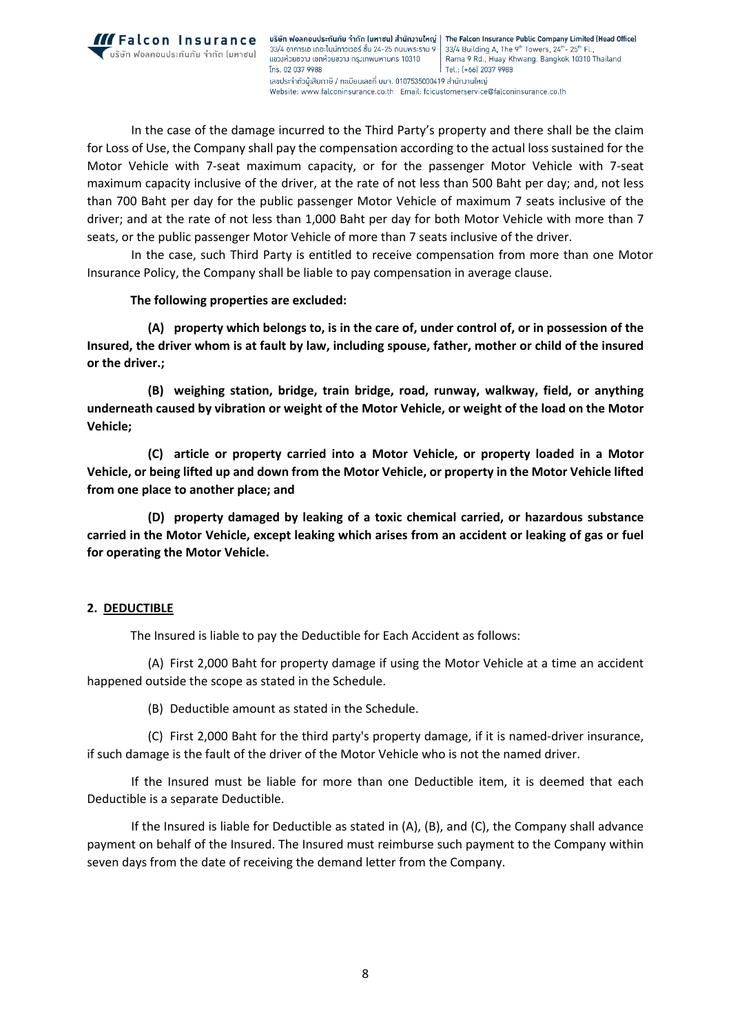In the case of the damage incurred to the Third Party's property and there shall be the claim for Loss of Use, the Company shall pay the compensation according to the actual loss sustained for the Motor Vehicle with 7-seat maximum capacity, or for the passenger Motor Vehicle with 7-seat maximum capacity inclusive of the driver, at the rate of not less than 500 Baht per day; and, not less than 700 Baht per day for the public passenger Motor Vehicle of maximum 7 seats inclusive of the driver; and at the rate of not less than 1,000 Baht per day for both Motor Vehicle with more than 7 seats, or the public passenger Motor Vehicle of more than 7 seats inclusive of the driver.

In the case, such Third Party is entitled to receive compensation from more than one Motor Insurance Policy, the Company shall be liable to pay compensation in average clause.

**The following properties are excluded:**

**(A) property which belongs to, is in the care of, under control of, or in possession of the Insured, the driver whom is at fault by law, including spouse, father, mother or child of the insured or the driver.;**

**(B) weighing station, bridge, train bridge, road, runway, walkway, field, or anything underneath caused by vibration or weight of the Motor Vehicle, or weight of the load on the Motor Vehicle;**

**(C) article or property carried into a Motor Vehicle, or property loaded in a Motor Vehicle, or being lifted up and down from the Motor Vehicle, or property in the Motor Vehicle lifted from one place to another place; and**

**(D) property damaged by leaking of a toxic chemical carried, or hazardous substance carried in the Motor Vehicle, except leaking which arises from an accident or leaking of gas or fuel for operating the Motor Vehicle.**

## 2. DEDUCTIBLE

The Insured is liable to pay the Deductible for Each Accident as follows:

(A) First 2,000 Baht for property damage if using the Motor Vehicle at a time an accident happened outside the scope as stated in the Schedule.

(B) Deductible amount as stated in the Schedule.

(C) First 2,000 Baht for the third party's property damage, if it is named-driver insurance, if such damage is the fault of the driver of the Motor Vehicle who is not the named driver.

If the Insured must be liable for more than one Deductible item, it is deemed that each Deductible is a separate Deductible.

If the Insured is liable for Deductible as stated in (A), (B), and (C), the Company shall advance payment on behalf of the Insured. The Insured must reimburse such payment to the Company within seven days from the date of receiving the demand letter from the Company.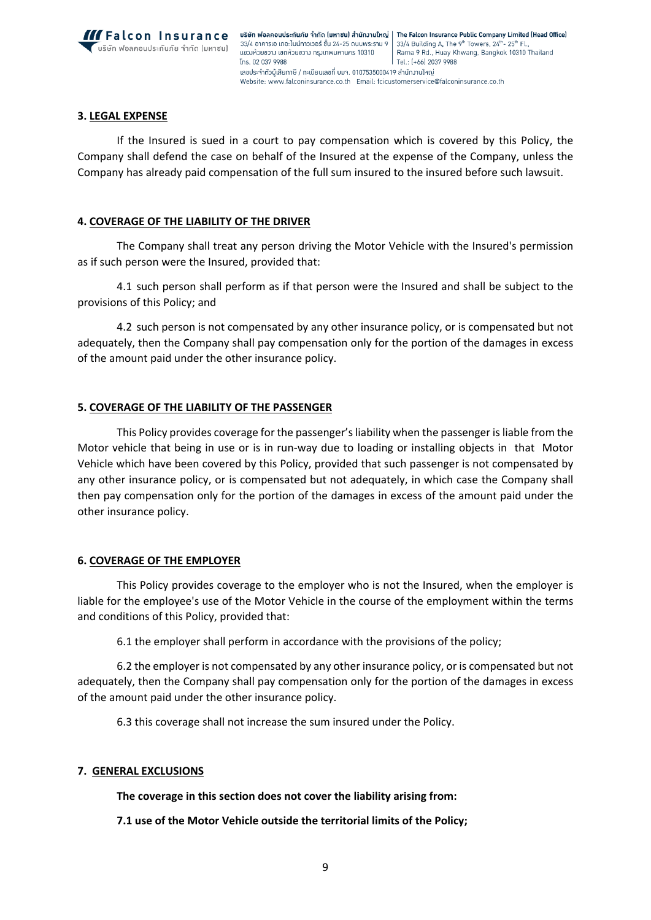### 3. LEGAL EXPENSE

If the Insured is sued in a court to pay compensation which is covered by this Policy, the Company shall defend the case on behalf of the Insured at the expense of the Company, unless the Company has already paid compensation of the full sum insured to the insured before such lawsuit.

### 4. COVERAGE OF THE LIABILITY OF THE DRIVER

The Company shall treat any person driving the Motor Vehicle with the Insured's permission as if such person were the Insured, provided that:

4.1 such person shall perform as if that person were the Insured and shall be subject to the provisions of this Policy; and

4.2 such person is not compensated by any other insurance policy, or is compensated but not adequately, then the Company shall pay compensation only for the portion of the damages in excess of the amount paid under the other insurance policy.

### 5. COVERAGE OF THE LIABILITY OF THE PASSENGER

This Policy provides coverage for the passenger's liability when the passenger is liable from the Motor vehicle that being in use or is in run-way due to loading or installing objects in that Motor Vehicle which have been covered by this Policy, provided that such passenger is not compensated by any other insurance policy, or is compensated but not adequately, in which case the Company shall then pay compensation only for the portion of the damages in excess of the amount paid under the other insurance policy.

### 6. COVERAGE OF THE EMPLOYER

This Policy provides coverage to the employer who is not the Insured, when the employer is liable for the employee's use of the Motor Vehicle in the course of the employment within the terms and conditions of this Policy, provided that:

6.1 the employer shall perform in accordance with the provisions of the policy;

6.2 the employer is not compensated by any other insurance policy, or is compensated but not adequately, then the Company shall pay compensation only for the portion of the damages in excess of the amount paid under the other insurance policy.

6.3 this coverage shall not increase the sum insured under the Policy.

### 7. GENERAL EXCLUSIONS

**The coverage in this section does not cover the liability arising from:**

**7.1 use of the Motor Vehicle outside the territorial limits of the Policy;**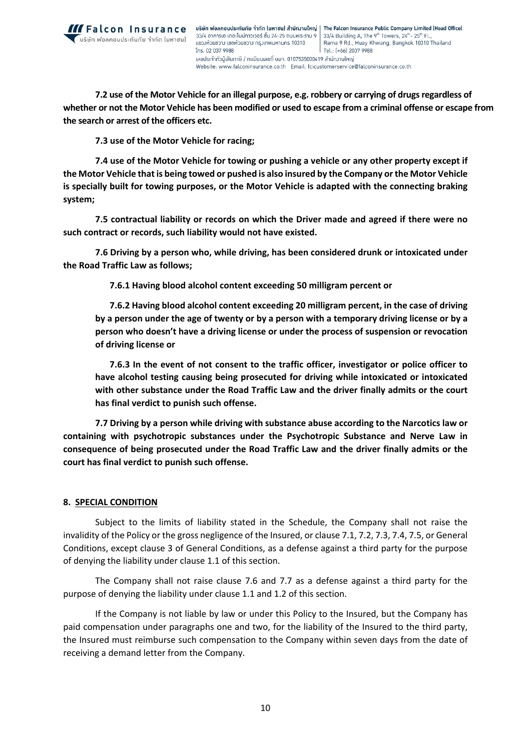**7.2 use of the Motor Vehicle for an illegal purpose, e.g. robbery or carrying of drugs regardless of whether or not the Motor Vehicle has been modified or used to escape from a criminal offense or escape from the search or arrest of the officers etc.**

**7.3 use of the Motor Vehicle for racing;**

**7.4 use of the Motor Vehicle for towing or pushing a vehicle or any other property except if the Motor Vehicle that is being towed or pushed is also insured by the Company or the Motor Vehicle is specially built for towing purposes, or the Motor Vehicle is adapted with the connecting braking system;**

**7.5 contractual liability or records on which the Driver made and agreed if there were no such contract or records, such liability would not have existed.**

**7.6 Driving by a person who, while driving, has been considered drunk or intoxicated under the Road Traffic Law as follows;**

**7.6.1 Having blood alcohol content exceeding 50 milligram percent or**

**7.6.2 Having blood alcohol content exceeding 20 milligram percent, in the case of driving by a person under the age of twenty or by a person with a temporary driving license or by a person who doesn't have a driving license or under the process of suspension or revocation of driving license or**

**7.6.3 In the event of not consent to the traffic officer, investigator or police officer to have alcohol testing causing being prosecuted for driving while intoxicated or intoxicated with other substance under the Road Traffic Law and the driver finally admits or the court has final verdict to punish such offense.**

**7.7 Driving by a person while driving with substance abuse according to the Narcotics law or containing with psychotropic substances under the Psychotropic Substance and Nerve Law in consequence of being prosecuted under the Road Traffic Law and the driver finally admits or the court has final verdict to punish such offense.**

**8. SPECIAL CONDITION**

Subject to the limits of liability stated in the Schedule, the Company shall not raise the invalidity of the Policy or the gross negligence of the Insured, or clause 7.1, 7.2, 7.3, 7.4, 7.5, or General Conditions, except clause 3 of General Conditions, as a defense against a third party for the purpose of denying the liability under clause 1.1 of this section.

The Company shall not raise clause 7.6 and 7.7 as a defense against a third party for the purpose of denying the liability under clause 1.1 and 1.2 of this section.

If the Company is not liable by law or under this Policy to the Insured, but the Company has paid compensation under paragraphs one and two, for the liability of the Insured to the third party, the Insured must reimburse such compensation to the Company within seven days from the date of receiving a demand letter from the Company.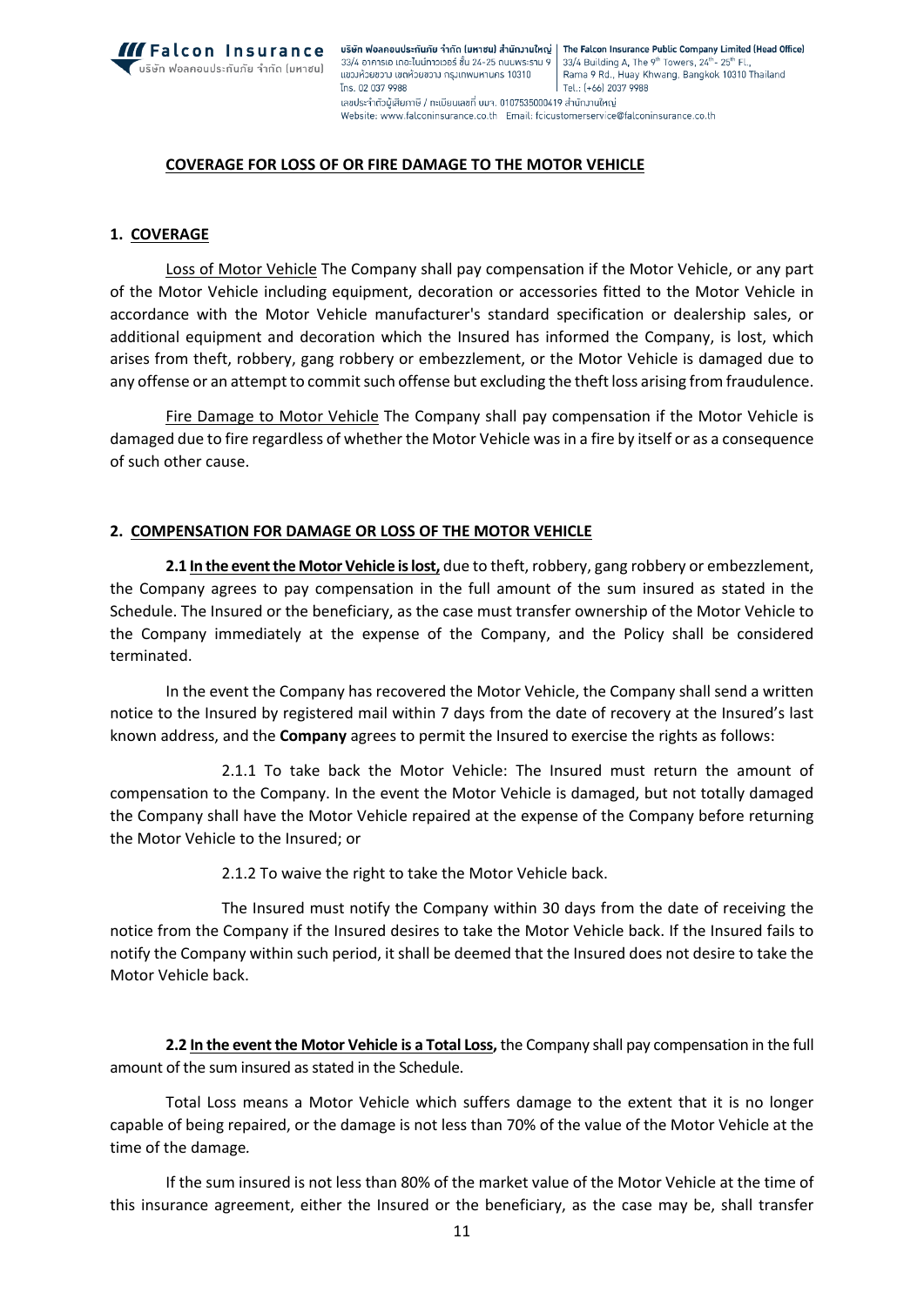## COVERAGE FOR LOSS OF OR FIRE DAMAGE TO THE MOTOR VEHICLE

### 1. COVERAGE

Loss of Motor Vehicle The Company shall pay compensation if the Motor Vehicle, or any part of the Motor Vehicle including equipment, decoration or accessories fitted to the Motor Vehicle in accordance with the Motor Vehicle manufacturer's standard specification or dealership sales, or additional equipment and decoration which the Insured has informed the Company, is lost, which arises from theft, robbery, gang robbery or embezzlement, or the Motor Vehicle is damaged due to any offense or an attempt to commit such offense but excluding the theft loss arising from fraudulence.

Fire Damage to Motor Vehicle The Company shall pay compensation if the Motor Vehicle is damaged due to fire regardless of whether the Motor Vehicle was in a fire by itself or as a consequence of such other cause.

### 2. COMPENSATION FOR DAMAGE OR LOSS OF THE MOTOR VEHICLE

**2.1 In the event the Motor Vehicle is lost,** due to theft, robbery, gang robbery or embezzlement, the Company agrees to pay compensation in the full amount of the sum insured as stated in the Schedule. The Insured or the beneficiary, as the case must transfer ownership of the Motor Vehicle to the Company immediately at the expense of the Company, and the Policy shall be considered terminated.

In the event the Company has recovered the Motor Vehicle, the Company shall send a written notice to the Insured by registered mail within 7 days from the date of recovery at the Insured's last known address, and the **Company** agrees to permit the Insured to exercise the rights as follows:

2.1.1 To take back the Motor Vehicle: The Insured must return the amount of compensation to the Company. In the event the Motor Vehicle is damaged, but not totally damaged the Company shall have the Motor Vehicle repaired at the expense of the Company before returning the Motor Vehicle to the Insured; or

2.1.2 To waive the right to take the Motor Vehicle back.

The Insured must notify the Company within 30 days from the date of receiving the notice from the Company if the Insured desires to take the Motor Vehicle back. If the Insured fails to notify the Company within such period, it shall be deemed that the Insured does not desire to take the Motor Vehicle back.

**2.2 In the event the Motor Vehicle is a Total Loss,** the Company shall pay compensation in the full amount of the sum insured as stated in the Schedule.

Total Loss means a Motor Vehicle which suffers damage to the extent that it is no longer capable of being repaired, or the damage is not less than 70% of the value of the Motor Vehicle at the time of the damage.

If the sum insured is not less than 80% of the market value of the Motor Vehicle at the time of this insurance agreement, either the Insured or the beneficiary, as the case may be, shall transfer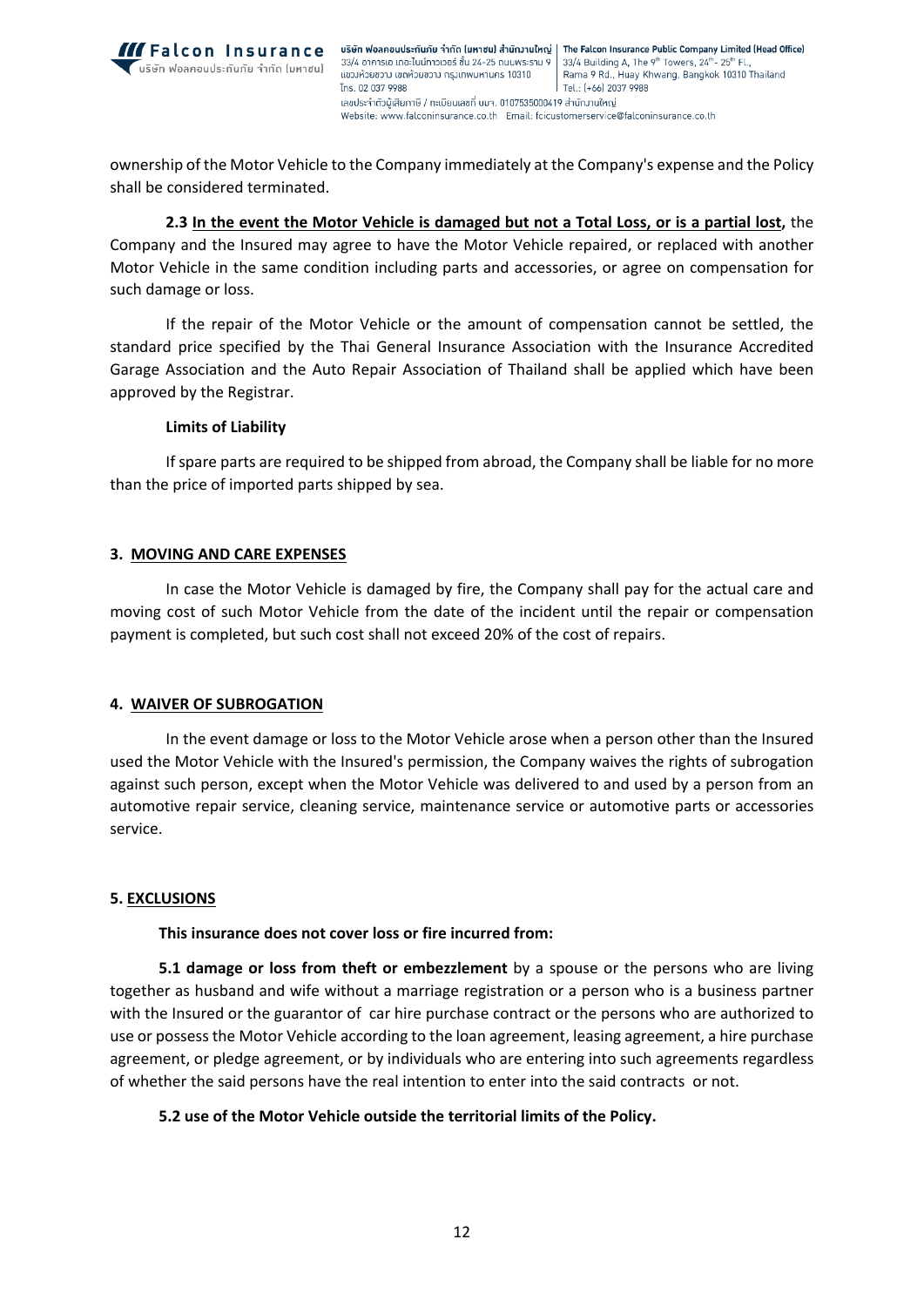ownership of the Motor Vehicle to the Company immediately at the Company's expense and the Policy shall be considered terminated.

**2.3 <u>In the event the Motor Vehicle is damaged but not a Total Loss, or is a partial lost</u>,** the Company and the Insured may agree to have the Motor Vehicle repaired, or replaced with another Motor Vehicle in the same condition including parts and accessories, or agree on compensation for such damage or loss.

If the repair of the Motor Vehicle or the amount of compensation cannot be settled, the standard price specified by the Thai General Insurance Association with the Insurance Accredited Garage Association and the Auto Repair Association of Thailand shall be applied which have been approved by the Registrar.

**Limits of Liability**

If spare parts are required to be shipped from abroad, the Company shall be liable for no more than the price of imported parts shipped by sea.

### 3. <u>MOVING AND CARE EXPENSES</u>

In case the Motor Vehicle is damaged by fire, the Company shall pay for the actual care and moving cost of such Motor Vehicle from the date of the incident until the repair or compensation payment is completed, but such cost shall not exceed 20% of the cost of repairs.

### 4. <u>WAIVER OF SUBROGATION</u>

In the event damage or loss to the Motor Vehicle arose when a person other than the Insured used the Motor Vehicle with the Insured's permission, the Company waives the rights of subrogation against such person, except when the Motor Vehicle was delivered to and used by a person from an automotive repair service, cleaning service, maintenance service or automotive parts or accessories service.

### 5. <u>EXCLUSIONS</u>

**This insurance does not cover loss or fire incurred from:**

**5.1 damage or loss from theft or embezzlement** by a spouse or the persons who are living together as husband and wife without a marriage registration or a person who is a business partner with the Insured or the guarantor of car hire purchase contract or the persons who are authorized to use or possess the Motor Vehicle according to the loan agreement, leasing agreement, a hire purchase agreement, or pledge agreement, or by individuals who are entering into such agreements regardless of whether the said persons have the real intention to enter into the said contracts or not.

**5.2 use of the Motor Vehicle outside the territorial limits of the Policy.**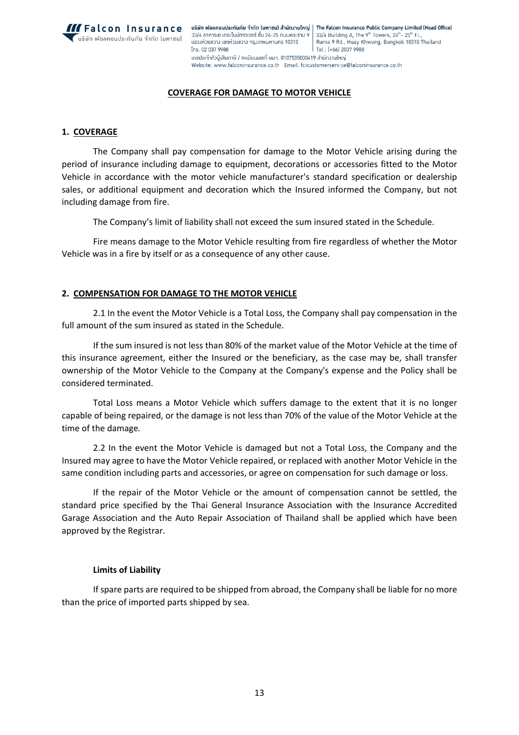## COVERAGE FOR DAMAGE TO MOTOR VEHICLE

### 1. COVERAGE

The Company shall pay compensation for damage to the Motor Vehicle arising during the period of insurance including damage to equipment, decorations or accessories fitted to the Motor Vehicle in accordance with the motor vehicle manufacturer's standard specification or dealership sales, or additional equipment and decoration which the Insured informed the Company, but not including damage from fire.

The Company's limit of liability shall not exceed the sum insured stated in the Schedule.

Fire means damage to the Motor Vehicle resulting from fire regardless of whether the Motor Vehicle was in a fire by itself or as a consequence of any other cause.

### 2. COMPENSATION FOR DAMAGE TO THE MOTOR VEHICLE

2.1 In the event the Motor Vehicle is a Total Loss, the Company shall pay compensation in the full amount of the sum insured as stated in the Schedule.

If the sum insured is not less than 80% of the market value of the Motor Vehicle at the time of this insurance agreement, either the Insured or the beneficiary, as the case may be, shall transfer ownership of the Motor Vehicle to the Company at the Company's expense and the Policy shall be considered terminated.

Total Loss means a Motor Vehicle which suffers damage to the extent that it is no longer capable of being repaired, or the damage is not less than 70% of the value of the Motor Vehicle at the time of the damage.

2.2 In the event the Motor Vehicle is damaged but not a Total Loss, the Company and the Insured may agree to have the Motor Vehicle repaired, or replaced with another Motor Vehicle in the same condition including parts and accessories, or agree on compensation for such damage or loss.

If the repair of the Motor Vehicle or the amount of compensation cannot be settled, the standard price specified by the Thai General Insurance Association with the Insurance Accredited Garage Association and the Auto Repair Association of Thailand shall be applied which have been approved by the Registrar.

**Limits of Liability**

If spare parts are required to be shipped from abroad, the Company shall be liable for no more than the price of imported parts shipped by sea.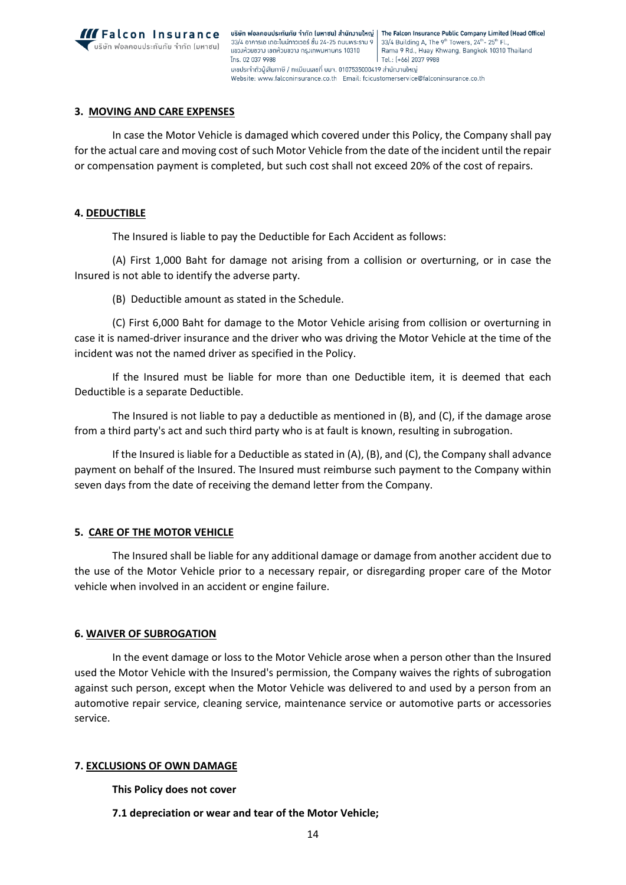### 3. MOVING AND CARE EXPENSES

In case the Motor Vehicle is damaged which covered under this Policy, the Company shall pay for the actual care and moving cost of such Motor Vehicle from the date of the incident until the repair or compensation payment is completed, but such cost shall not exceed 20% of the cost of repairs.

### 4. DEDUCTIBLE

The Insured is liable to pay the Deductible for Each Accident as follows:

(A) First 1,000 Baht for damage not arising from a collision or overturning, or in case the Insured is not able to identify the adverse party.

(B) Deductible amount as stated in the Schedule.

(C) First 6,000 Baht for damage to the Motor Vehicle arising from collision or overturning in case it is named-driver insurance and the driver who was driving the Motor Vehicle at the time of the incident was not the named driver as specified in the Policy.

If the Insured must be liable for more than one Deductible item, it is deemed that each Deductible is a separate Deductible.

The Insured is not liable to pay a deductible as mentioned in (B), and (C), if the damage arose from a third party's act and such third party who is at fault is known, resulting in subrogation.

If the Insured is liable for a Deductible as stated in (A), (B), and (C), the Company shall advance payment on behalf of the Insured. The Insured must reimburse such payment to the Company within seven days from the date of receiving the demand letter from the Company.

### 5. CARE OF THE MOTOR VEHICLE

The Insured shall be liable for any additional damage or damage from another accident due to the use of the Motor Vehicle prior to a necessary repair, or disregarding proper care of the Motor vehicle when involved in an accident or engine failure.

### 6. WAIVER OF SUBROGATION

In the event damage or loss to the Motor Vehicle arose when a person other than the Insured used the Motor Vehicle with the Insured's permission, the Company waives the rights of subrogation against such person, except when the Motor Vehicle was delivered to and used by a person from an automotive repair service, cleaning service, maintenance service or automotive parts or accessories service.

### 7. EXCLUSIONS OF OWN DAMAGE

**This Policy does not cover**

**7.1 depreciation or wear and tear of the Motor Vehicle;**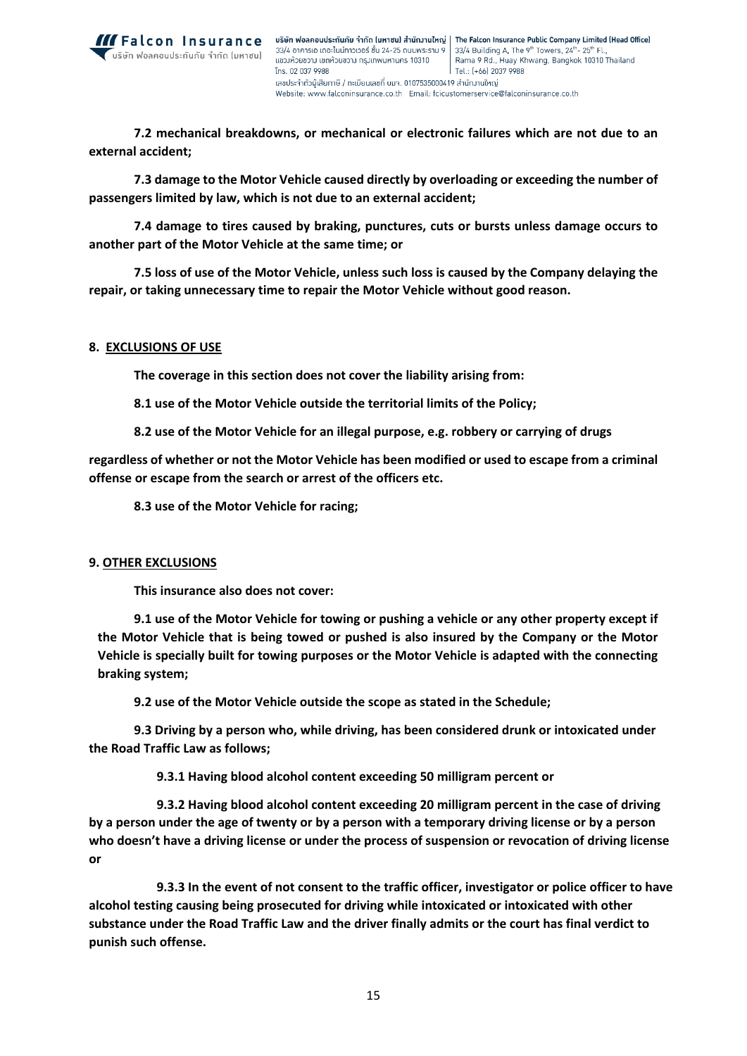**7.2 mechanical breakdowns, or mechanical or electronic failures which are not due to an external accident;**

**7.3 damage to the Motor Vehicle caused directly by overloading or exceeding the number of passengers limited by law, which is not due to an external accident;**

**7.4 damage to tires caused by braking, punctures, cuts or bursts unless damage occurs to another part of the Motor Vehicle at the same time; or**

**7.5 loss of use of the Motor Vehicle, unless such loss is caused by the Company delaying the repair, or taking unnecessary time to repair the Motor Vehicle without good reason.**

**8. EXCLUSIONS OF USE**

**The coverage in this section does not cover the liability arising from:**

**8.1 use of the Motor Vehicle outside the territorial limits of the Policy;**

**8.2 use of the Motor Vehicle for an illegal purpose, e.g. robbery or carrying of drugs regardless of whether or not the Motor Vehicle has been modified or used to escape from a criminal offense or escape from the search or arrest of the officers etc.**

**8.3 use of the Motor Vehicle for racing;**

**9. OTHER EXCLUSIONS**

**This insurance also does not cover:**

**9.1 use of the Motor Vehicle for towing or pushing a vehicle or any other property except if the Motor Vehicle that is being towed or pushed is also insured by the Company or the Motor Vehicle is specially built for towing purposes or the Motor Vehicle is adapted with the connecting braking system;**

**9.2 use of the Motor Vehicle outside the scope as stated in the Schedule;**

**9.3 Driving by a person who, while driving, has been considered drunk or intoxicated under the Road Traffic Law as follows;**

**9.3.1 Having blood alcohol content exceeding 50 milligram percent or**

**9.3.2 Having blood alcohol content exceeding 20 milligram percent in the case of driving by a person under the age of twenty or by a person with a temporary driving license or by a person who doesn't have a driving license or under the process of suspension or revocation of driving license or**

**9.3.3 In the event of not consent to the traffic officer, investigator or police officer to have alcohol testing causing being prosecuted for driving while intoxicated or intoxicated with other substance under the Road Traffic Law and the driver finally admits or the court has final verdict to punish such offense.**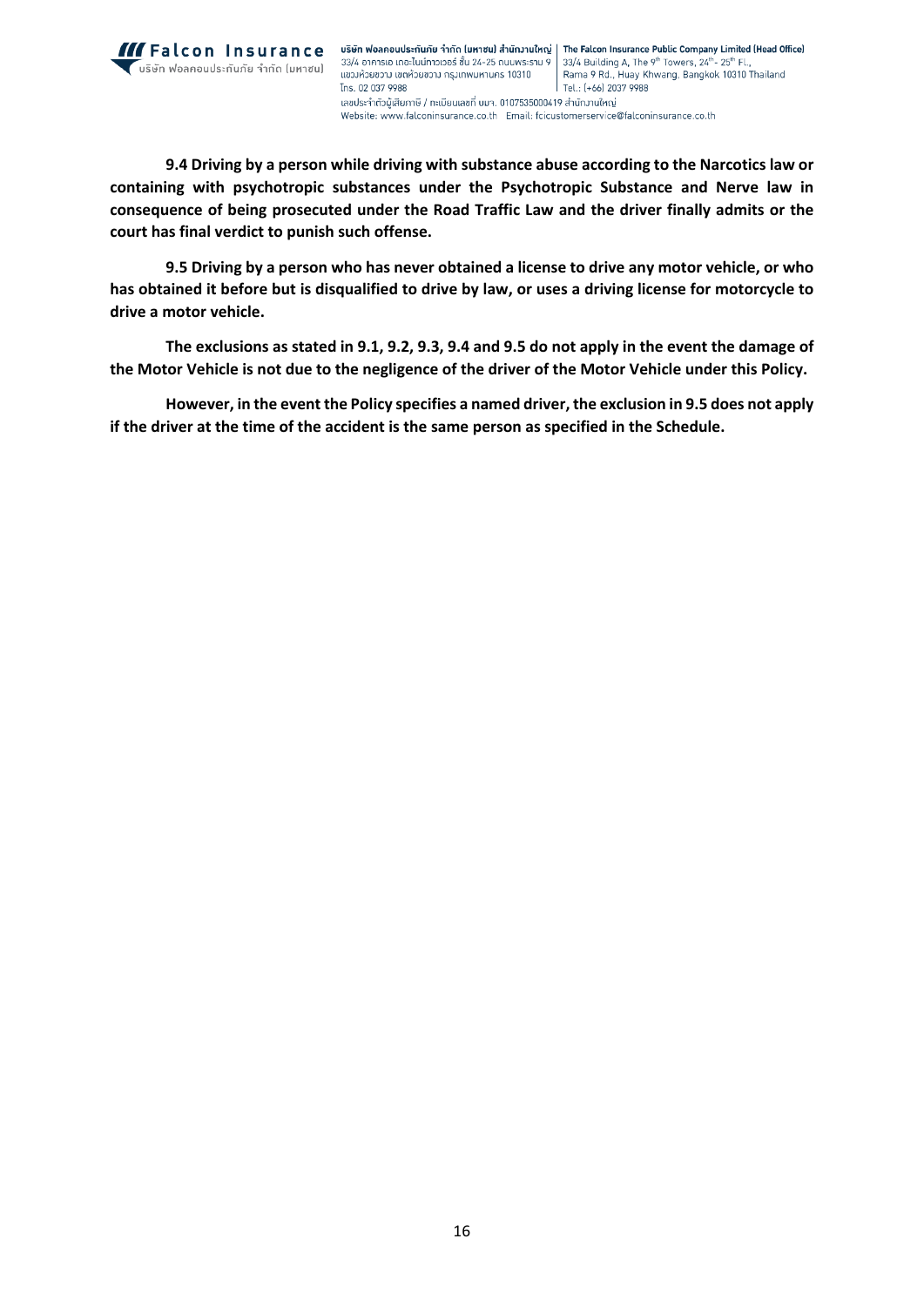**9.4 Driving by a person while driving with substance abuse according to the Narcotics law or containing with psychotropic substances under the Psychotropic Substance and Nerve law in consequence of being prosecuted under the Road Traffic Law and the driver finally admits or the court has final verdict to punish such offense.**

**9.5 Driving by a person who has never obtained a license to drive any motor vehicle, or who has obtained it before but is disqualified to drive by law, or uses a driving license for motorcycle to drive a motor vehicle.**

**The exclusions as stated in 9.1, 9.2, 9.3, 9.4 and 9.5 do not apply in the event the damage of the Motor Vehicle is not due to the negligence of the driver of the Motor Vehicle under this Policy.**

**However, in the event the Policy specifies a named driver, the exclusion in 9.5 does not apply if the driver at the time of the accident is the same person as specified in the Schedule.**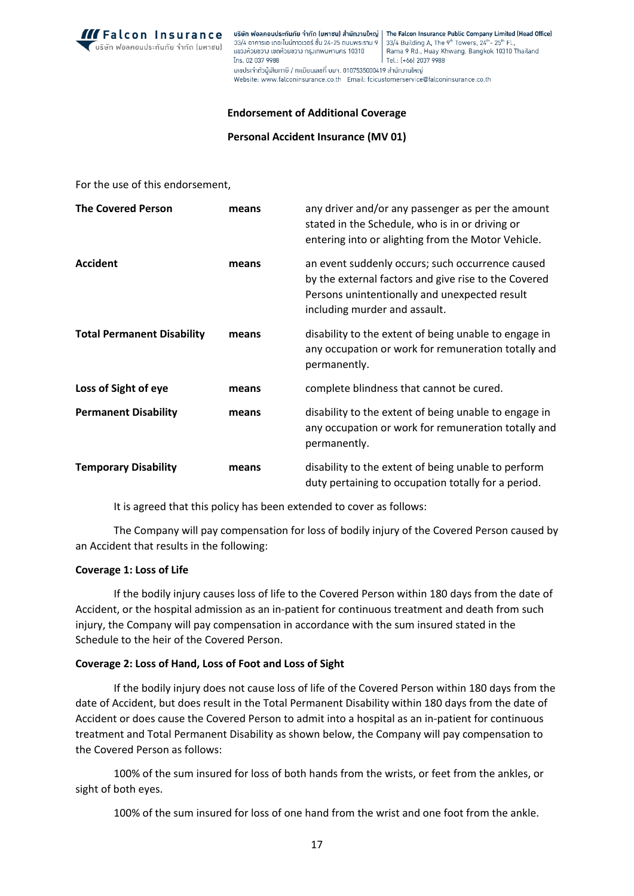**Endorsement of Additional Coverage**

**Personal Accident Insurance (MV 01)**

For the use of this endorsement,

| | | |
|---|---|---|
| **The Covered Person** | **means** | any driver and/or any passenger as per the amount stated in the Schedule, who is in or driving or entering into or alighting from the Motor Vehicle. |
| **Accident** | **means** | an event suddenly occurs; such occurrence caused by the external factors and give rise to the Covered Persons unintentionally and unexpected result including murder and assault. |
| **Total Permanent Disability** | **means** | disability to the extent of being unable to engage in any occupation or work for remuneration totally and permanently. |
| **Loss of Sight of eye** | **means** | complete blindness that cannot be cured. |
| **Permanent Disability** | **means** | disability to the extent of being unable to engage in any occupation or work for remuneration totally and permanently. |
| **Temporary Disability** | **means** | disability to the extent of being unable to perform duty pertaining to occupation totally for a period. |

It is agreed that this policy has been extended to cover as follows:

The Company will pay compensation for loss of bodily injury of the Covered Person caused by an Accident that results in the following:

**Coverage 1: Loss of Life**

If the bodily injury causes loss of life to the Covered Person within 180 days from the date of Accident, or the hospital admission as an in-patient for continuous treatment and death from such injury, the Company will pay compensation in accordance with the sum insured stated in the Schedule to the heir of the Covered Person.

**Coverage 2: Loss of Hand, Loss of Foot and Loss of Sight**

If the bodily injury does not cause loss of life of the Covered Person within 180 days from the date of Accident, but does result in the Total Permanent Disability within 180 days from the date of Accident or does cause the Covered Person to admit into a hospital as an in-patient for continuous treatment and Total Permanent Disability as shown below, the Company will pay compensation to the Covered Person as follows:

100% of the sum insured for loss of both hands from the wrists, or feet from the ankles, or sight of both eyes.

100% of the sum insured for loss of one hand from the wrist and one foot from the ankle.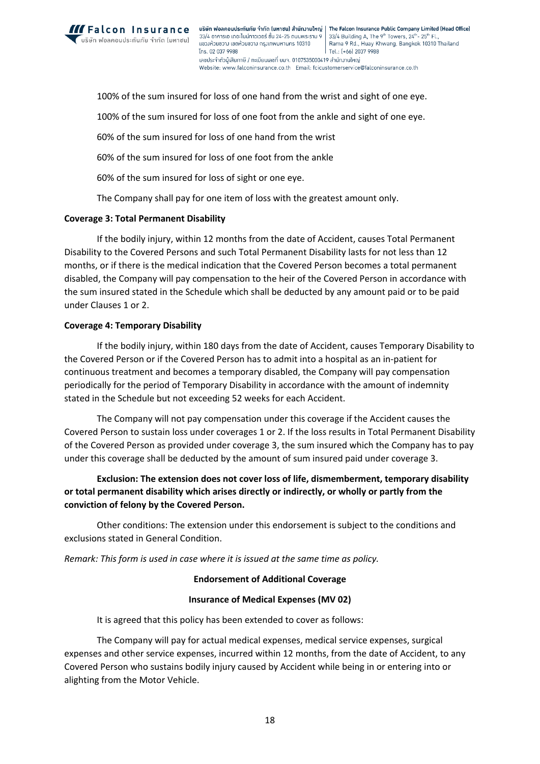100% of the sum insured for loss of one hand from the wrist and sight of one eye.

100% of the sum insured for loss of one foot from the ankle and sight of one eye.

60% of the sum insured for loss of one hand from the wrist

60% of the sum insured for loss of one foot from the ankle

60% of the sum insured for loss of sight or one eye.

The Company shall pay for one item of loss with the greatest amount only.

**Coverage 3: Total Permanent Disability**

If the bodily injury, within 12 months from the date of Accident, causes Total Permanent Disability to the Covered Persons and such Total Permanent Disability lasts for not less than 12 months, or if there is the medical indication that the Covered Person becomes a total permanent disabled, the Company will pay compensation to the heir of the Covered Person in accordance with the sum insured stated in the Schedule which shall be deducted by any amount paid or to be paid under Clauses 1 or 2.

**Coverage 4: Temporary Disability**

If the bodily injury, within 180 days from the date of Accident, causes Temporary Disability to the Covered Person or if the Covered Person has to admit into a hospital as an in-patient for continuous treatment and becomes a temporary disabled, the Company will pay compensation periodically for the period of Temporary Disability in accordance with the amount of indemnity stated in the Schedule but not exceeding 52 weeks for each Accident.

The Company will not pay compensation under this coverage if the Accident causes the Covered Person to sustain loss under coverages 1 or 2. If the loss results in Total Permanent Disability of the Covered Person as provided under coverage 3, the sum insured which the Company has to pay under this coverage shall be deducted by the amount of sum insured paid under coverage 3.

**Exclusion: The extension does not cover loss of life, dismemberment, temporary disability or total permanent disability which arises directly or indirectly, or wholly or partly from the conviction of felony by the Covered Person.**

Other conditions: The extension under this endorsement is subject to the conditions and exclusions stated in General Condition.

*Remark: This form is used in case where it is issued at the same time as policy.*

**Endorsement of Additional Coverage**

**Insurance of Medical Expenses (MV 02)**

It is agreed that this policy has been extended to cover as follows:

The Company will pay for actual medical expenses, medical service expenses, surgical expenses and other service expenses, incurred within 12 months, from the date of Accident, to any Covered Person who sustains bodily injury caused by Accident while being in or entering into or alighting from the Motor Vehicle.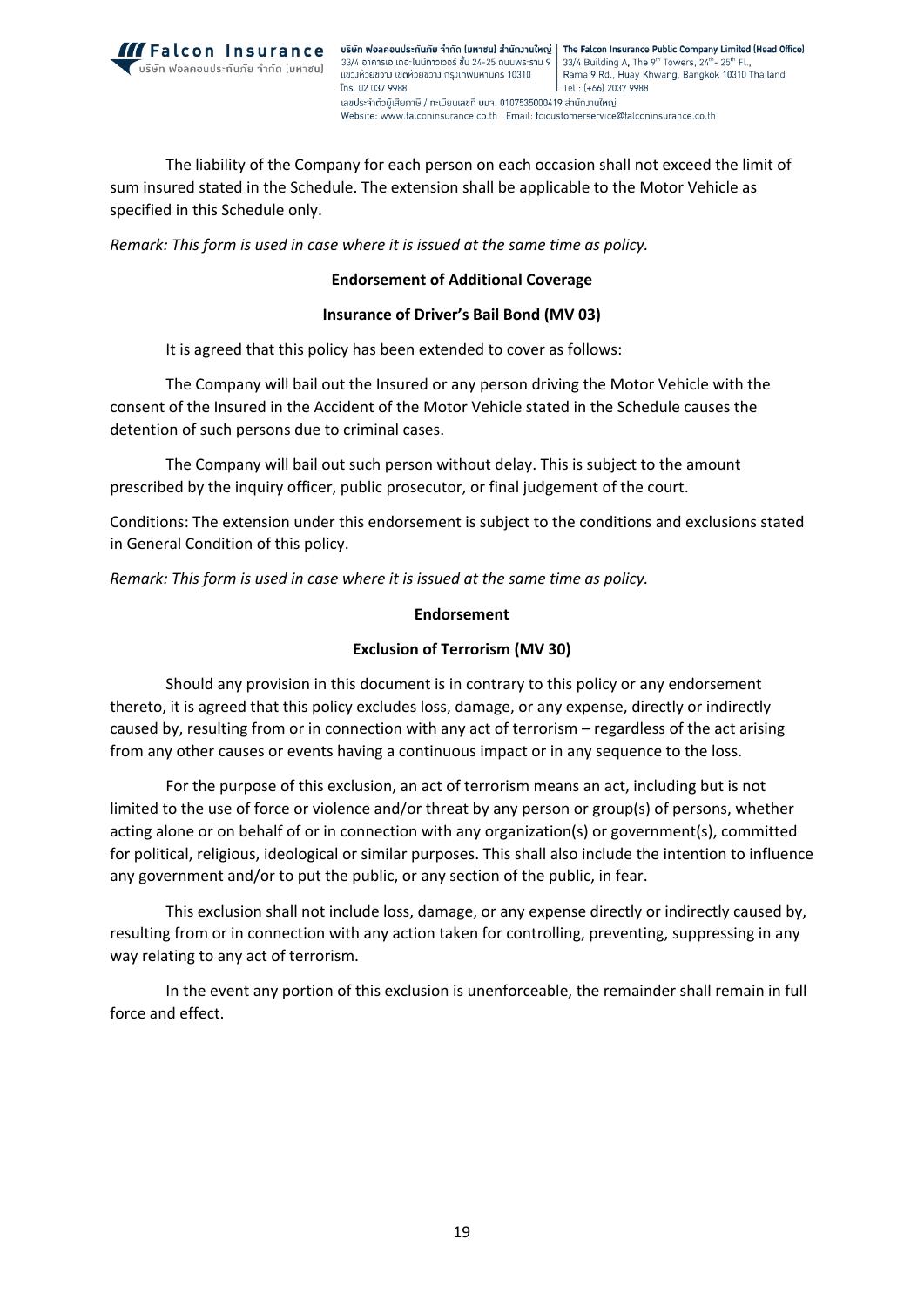The liability of the Company for each person on each occasion shall not exceed the limit of sum insured stated in the Schedule. The extension shall be applicable to the Motor Vehicle as specified in this Schedule only.

*Remark: This form is used in case where it is issued at the same time as policy.*

**Endorsement of Additional Coverage**

**Insurance of Driver's Bail Bond (MV 03)**

It is agreed that this policy has been extended to cover as follows:

The Company will bail out the Insured or any person driving the Motor Vehicle with the consent of the Insured in the Accident of the Motor Vehicle stated in the Schedule causes the detention of such persons due to criminal cases.

The Company will bail out such person without delay. This is subject to the amount prescribed by the inquiry officer, public prosecutor, or final judgement of the court.

Conditions: The extension under this endorsement is subject to the conditions and exclusions stated in General Condition of this policy.

*Remark: This form is used in case where it is issued at the same time as policy.*

**Endorsement**

**Exclusion of Terrorism (MV 30)**

Should any provision in this document is in contrary to this policy or any endorsement thereto, it is agreed that this policy excludes loss, damage, or any expense, directly or indirectly caused by, resulting from or in connection with any act of terrorism – regardless of the act arising from any other causes or events having a continuous impact or in any sequence to the loss.

For the purpose of this exclusion, an act of terrorism means an act, including but is not limited to the use of force or violence and/or threat by any person or group(s) of persons, whether acting alone or on behalf of or in connection with any organization(s) or government(s), committed for political, religious, ideological or similar purposes. This shall also include the intention to influence any government and/or to put the public, or any section of the public, in fear.

This exclusion shall not include loss, damage, or any expense directly or indirectly caused by, resulting from or in connection with any action taken for controlling, preventing, suppressing in any way relating to any act of terrorism.

In the event any portion of this exclusion is unenforceable, the remainder shall remain in full force and effect.